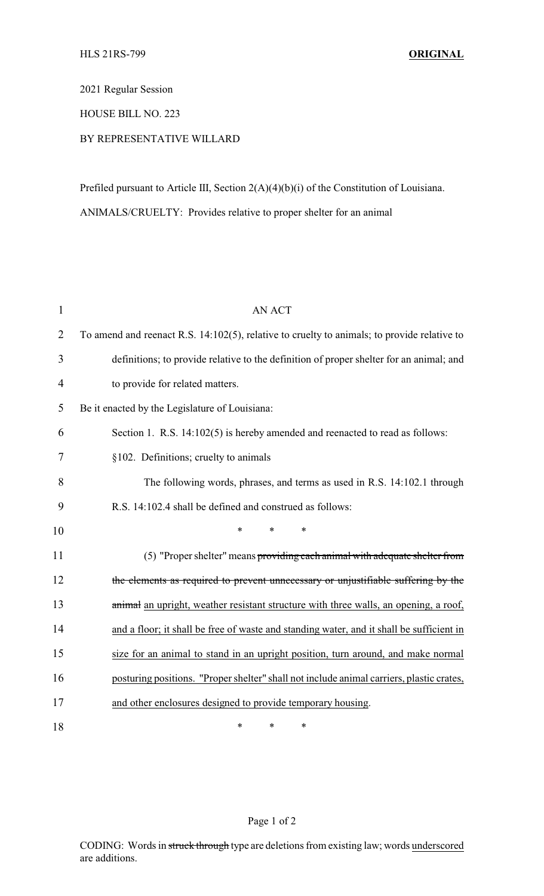HLS 21RS-799 **ORIGINAL**

2021 Regular Session

HOUSE BILL NO. 223

BY REPRESENTATIVE WILLARD

Prefiled pursuant to Article III, Section 2(A)(4)(b)(i) of the Constitution of Louisiana.

ANIMALS/CRUELTY: Provides relative to proper shelter for an animal

AN ACT

To amend and reenact R.S. 14:102(5), relative to cruelty to animals; to provide relative to definitions; to provide relative to the definition of proper shelter for an animal; and to provide for related matters.

Be it enacted by the Legislature of Louisiana:

Section 1. R.S. 14:102(5) is hereby amended and reenacted to read as follows:

§102. Definitions; cruelty to animals

The following words, phrases, and terms as used in R.S. 14:102.1 through R.S. 14:102.4 shall be defined and construed as follows:

\* \* \*

(5) "Proper shelter" means ~~providing each animal with adequate shelter from the elements as required to prevent unnecessary or unjustifiable suffering by the animal~~ <u>an upright, weather resistant structure with three walls, an opening, a roof, and a floor; it shall be free of waste and standing water, and it shall be sufficient in size for an animal to stand in an upright position, turn around, and make normal posturing positions. "Proper shelter" shall not include animal carriers, plastic crates, and other enclosures designed to provide temporary housing</u>.

\* \* \*

CODING: Words in ~~struck through~~ type are deletions from existing law; words <u>underscored</u> are additions.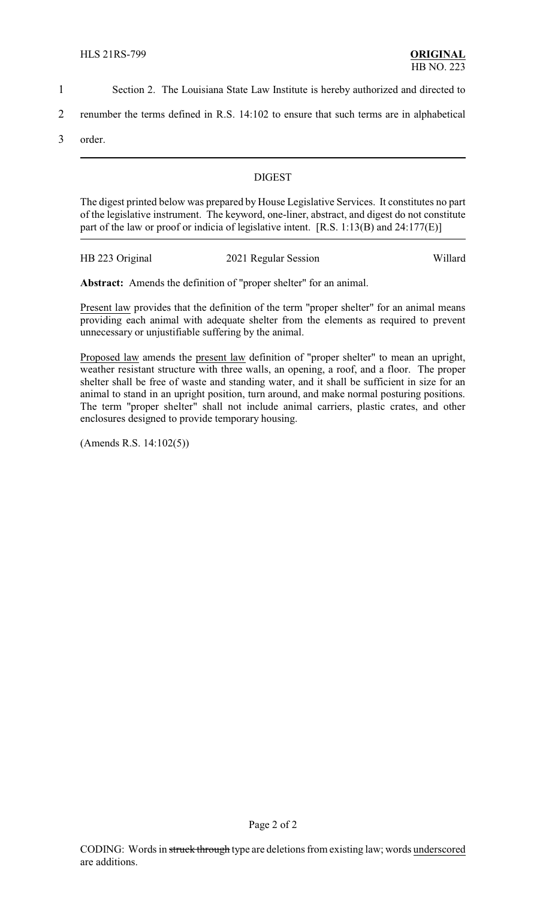1 Section 2. The Louisiana State Law Institute is hereby authorized and directed to

2 renumber the terms defined in R.S. 14:102 to ensure that such terms are in alphabetical

3 order.

---

## DIGEST

The digest printed below was prepared by House Legislative Services. It constitutes no part of the legislative instrument. The keyword, one-liner, abstract, and digest do not constitute part of the law or proof or indicia of legislative intent. [R.S. 1:13(B) and 24:177(E)]

| HB 223 Original | 2021 Regular Session | Willard |
| --- | --- | --- |

**Abstract:** Amends the definition of "proper shelter" for an animal.

Present law provides that the definition of the term "proper shelter" for an animal means providing each animal with adequate shelter from the elements as required to prevent unnecessary or unjustifiable suffering by the animal.

Proposed law amends the present law definition of "proper shelter" to mean an upright, weather resistant structure with three walls, an opening, a roof, and a floor. The proper shelter shall be free of waste and standing water, and it shall be sufficient in size for an animal to stand in an upright position, turn around, and make normal posturing positions. The term "proper shelter" shall not include animal carriers, plastic crates, and other enclosures designed to provide temporary housing.

(Amends R.S. 14:102(5))

CODING: Words in struck through type are deletions from existing law; words underscored are additions.